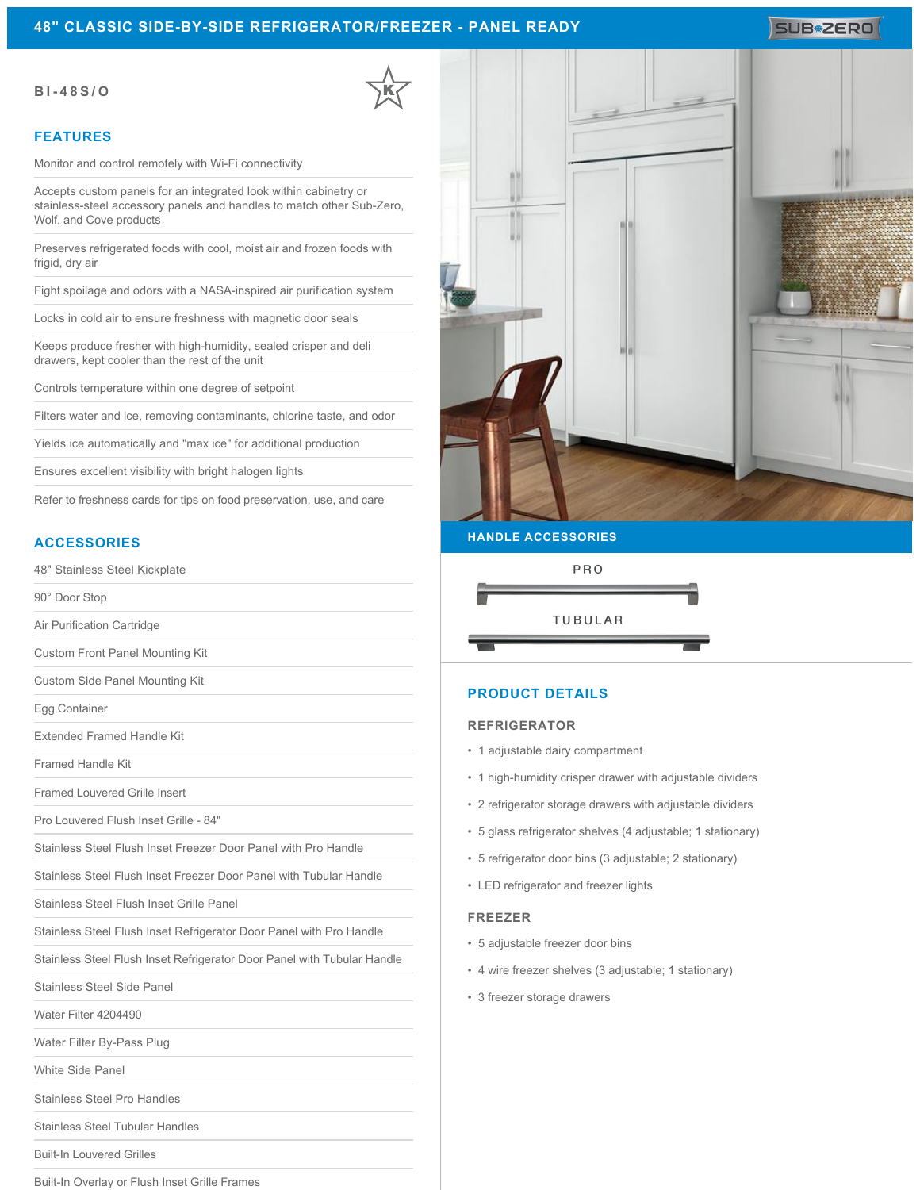# 48" CLASSIC SIDE-BY-SIDE REFRIGERATOR/FREEZER - PANEL READY

SUB-ZERO

**BI-48S/O**

## FEATURES

- Monitor and control remotely with Wi-Fi connectivity
- Accepts custom panels for an integrated look within cabinetry or stainless-steel accessory panels and handles to match other Sub-Zero, Wolf, and Cove products
- Preserves refrigerated foods with cool, moist air and frozen foods with frigid, dry air
- Fight spoilage and odors with a NASA-inspired air purification system
- Locks in cold air to ensure freshness with magnetic door seals
- Keeps produce fresher with high-humidity, sealed crisper and deli drawers, kept cooler than the rest of the unit
- Controls temperature within one degree of setpoint
- Filters water and ice, removing contaminants, chlorine taste, and odor
- Yields ice automatically and "max ice" for additional production
- Ensures excellent visibility with bright halogen lights
- Refer to freshness cards for tips on food preservation, use, and care

## ACCESSORIES

- 48" Stainless Steel Kickplate
- 90° Door Stop
- Air Purification Cartridge
- Custom Front Panel Mounting Kit
- Custom Side Panel Mounting Kit
- Egg Container
- Extended Framed Handle Kit
- Framed Handle Kit
- Framed Louvered Grille Insert
- Pro Louvered Flush Inset Grille - 84"
- Stainless Steel Flush Inset Freezer Door Panel with Pro Handle
- Stainless Steel Flush Inset Freezer Door Panel with Tubular Handle
- Stainless Steel Flush Inset Grille Panel
- Stainless Steel Flush Inset Refrigerator Door Panel with Pro Handle
- Stainless Steel Flush Inset Refrigerator Door Panel with Tubular Handle
- Stainless Steel Side Panel
- Water Filter 4204490
- Water Filter By-Pass Plug
- White Side Panel
- Stainless Steel Pro Handles
- Stainless Steel Tubular Handles
- Built-In Louvered Grilles
- Built-In Overlay or Flush Inset Grille Frames

## HANDLE ACCESSORIES

PRO

TUBULAR

## PRODUCT DETAILS

### REFRIGERATOR

- 1 adjustable dairy compartment
- 1 high-humidity crisper drawer with adjustable dividers
- 2 refrigerator storage drawers with adjustable dividers
- 5 glass refrigerator shelves (4 adjustable; 1 stationary)
- 5 refrigerator door bins (3 adjustable; 2 stationary)
- LED refrigerator and freezer lights

### FREEZER

- 5 adjustable freezer door bins
- 4 wire freezer shelves (3 adjustable; 1 stationary)
- 3 freezer storage drawers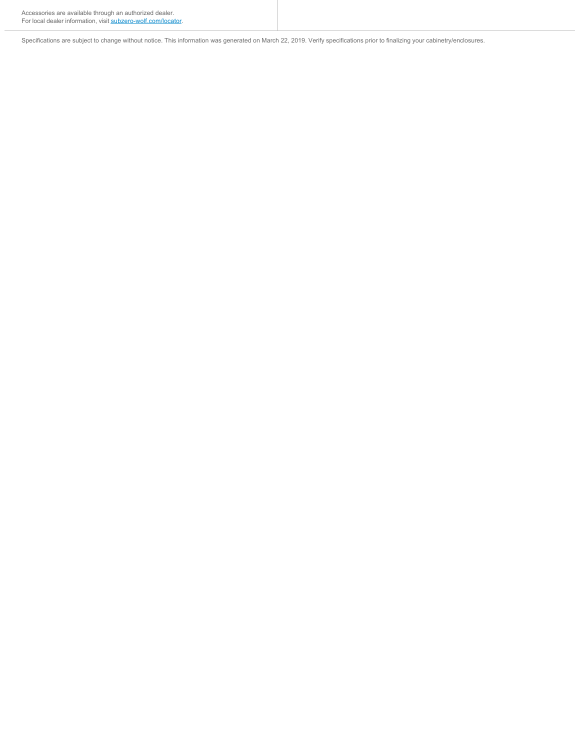Accessories are available through an authorized dealer.
For local dealer information, visit [subzero-wolf.com/locator](subzero-wolf.com/locator).

Specifications are subject to change without notice. This information was generated on March 22, 2019. Verify specifications prior to finalizing your cabinetry/enclosures.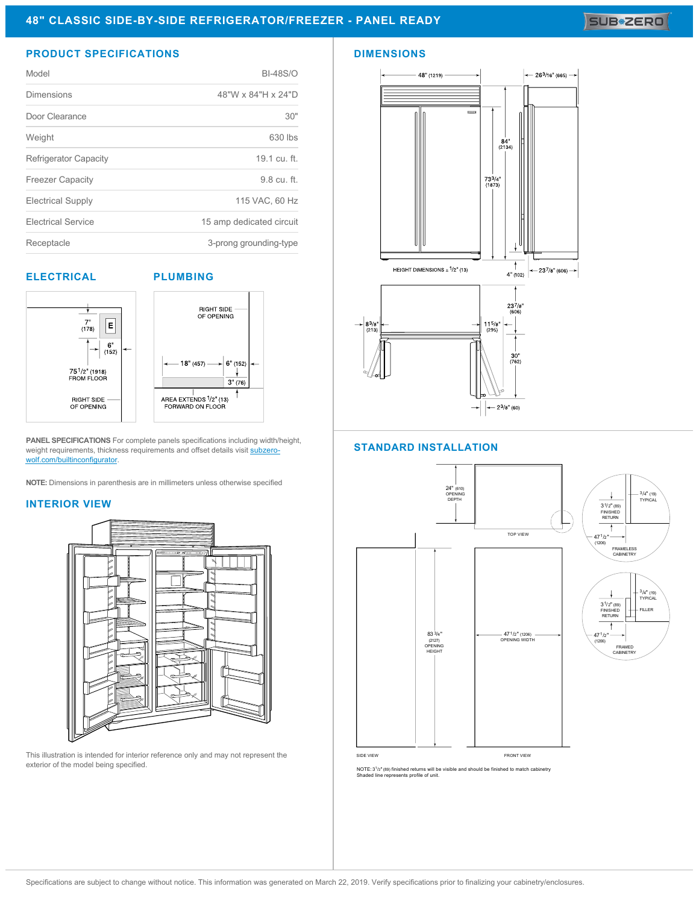# 48" CLASSIC SIDE-BY-SIDE REFRIGERATOR/FREEZER - PANEL READY

## PRODUCT SPECIFICATIONS

| | |
|---|---|
| Model | BI-48S/O |
| Dimensions | 48"W x 84"H x 24"D |
| Door Clearance | 30" |
| Weight | 630 lbs |
| Refrigerator Capacity | 19.1 cu. ft. |
| Freezer Capacity | 9.8 cu. ft. |
| Electrical Supply | 115 VAC, 60 Hz |
| Electrical Service | 15 amp dedicated circuit |
| Receptacle | 3-prong grounding-type |

## ELECTRICAL

7" (178)
E
6" (152)
75 1/2" (1918) FROM FLOOR
RIGHT SIDE OF OPENING

## PLUMBING

RIGHT SIDE OF OPENING
18" (457)
6" (152)
3" (76)
AREA EXTENDS 1/2" (13) FORWARD ON FLOOR

**PANEL SPECIFICATIONS** For complete panels specifications including width/height, weight requirements, thickness requirements and offset details visit subzero-wolf.com/builtinconfigurator.

**NOTE:** Dimensions in parenthesis are in millimeters unless otherwise specified

## INTERIOR VIEW

This illustration is intended for interior reference only and may not represent the exterior of the model being specified.

## DIMENSIONS

48" (1219)
26 3/16" (665)
84" (2134)
73 3/4" (1873)
HEIGHT DIMENSIONS ± 1/2" (13)
4" (102)
23 7/8" (606)
23 7/8" (606)
8 3/8" (213)
11 5/8" (295)
30" (762)
2 3/8" (60)

## STANDARD INSTALLATION

24" (610) OPENING DEPTH
TOP VIEW
3/4" (19) TYPICAL
3 1/2" (89) FINISHED RETURN
47 1/2" (1206)
FRAMELESS CABINETRY
3/4" (19) TYPICAL
3 1/2" (89) FINISHED RETURN
FILLER
47 1/2" (1206)
FRAMED CABINETRY
83 3/4" (2127) OPENING HEIGHT
47 1/2" (1206) OPENING WIDTH
SIDE VIEW
FRONT VIEW

NOTE: 3 1/2" (89) finished returns will be visible and should be finished to match cabinetry
Shaded line represents profile of unit.

Specifications are subject to change without notice. This information was generated on March 22, 2019. Verify specifications prior to finalizing your cabinetry/enclosures.